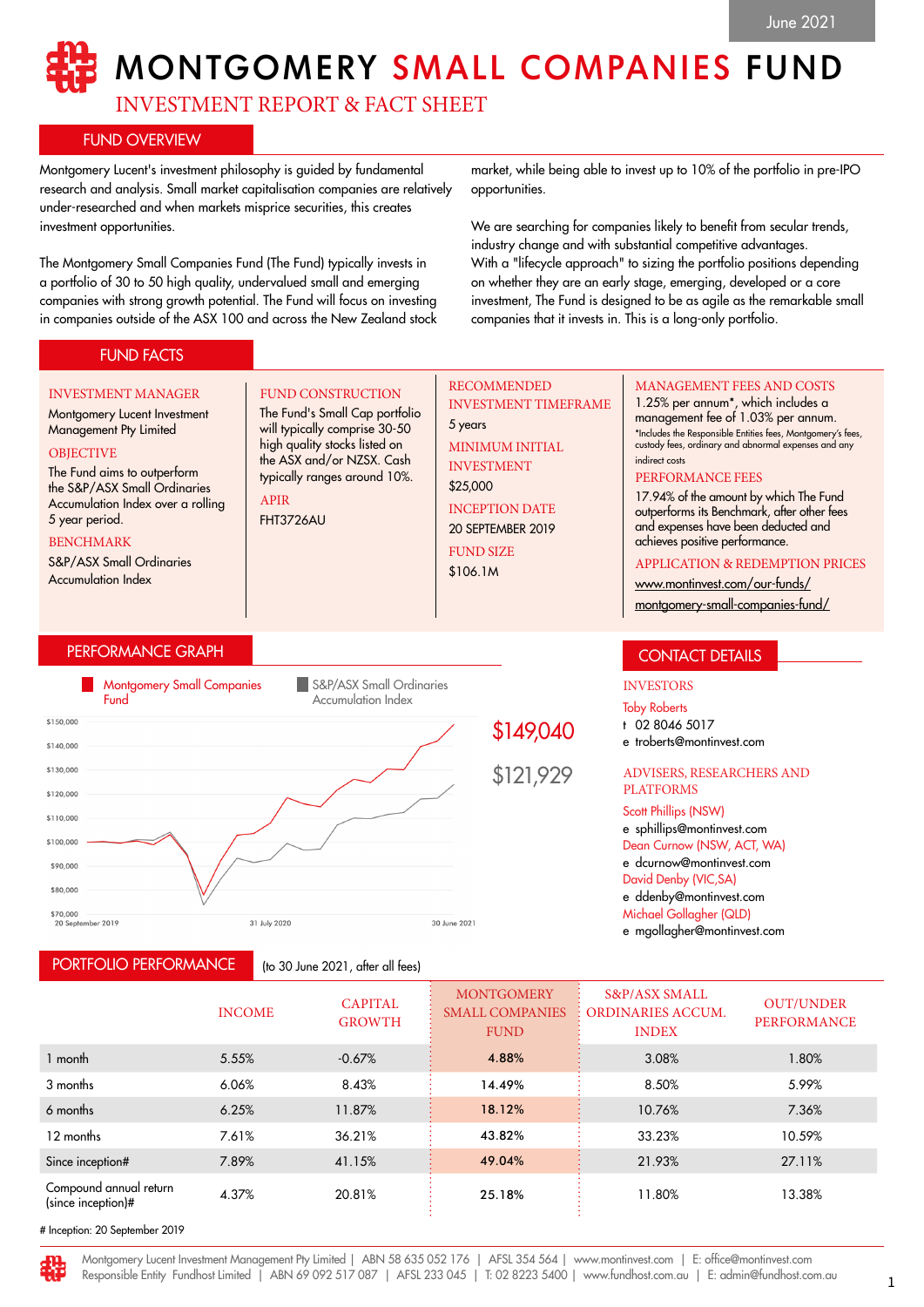June 2021

# MONTGOMERY SMALL COMPANIES FUND

## INVESTMENT REPORT & FACT SHEET

## FUND OVERVIEW

Montgomery Lucent's investment philosophy is guided by fundamental research and analysis. Small market capitalisation companies are relatively under-researched and when markets misprice securities, this creates investment opportunities.

The Montgomery Small Companies Fund (The Fund) typically invests in a portfolio of 30 to 50 high quality, undervalued small and emerging companies with strong growth potential. The Fund will focus on investing in companies outside of the ASX 100 and across the New Zealand stock market, while being able to invest up to 10% of the portfolio in pre-IPO opportunities.

We are searching for companies likely to benefit from secular trends, industry change and with substantial competitive advantages. With a "lifecycle approach" to sizing the portfolio positions depending on whether they are an early stage, emerging, developed or a core investment, The Fund is designed to be as agile as the remarkable small companies that it invests in. This is a long-only portfolio.

## FUND FACTS

**INVESTMENT MANAGER**
Montgomery Lucent Investment Management Pty Limited

**OBJECTIVE**
The Fund aims to outperform the S&P/ASX Small Ordinaries Accumulation Index over a rolling 5 year period.

**BENCHMARK**
S&P/ASX Small Ordinaries Accumulation Index

**FUND CONSTRUCTION**
The Fund's Small Cap portfolio will typically comprise 30-50 high quality stocks listed on the ASX and/or NZSX. Cash typically ranges around 10%.

**APIR**
FHT3726AU

**RECOMMENDED INVESTMENT TIMEFRAME**
5 years

**MINIMUM INITIAL INVESTMENT**
$25,000

**INCEPTION DATE**
20 SEPTEMBER 2019

**FUND SIZE**
$106.1M

**MANAGEMENT FEES AND COSTS**
1.25% per annum*, which includes a management fee of 1.03% per annum.
*Includes the Responsible Entities fees, Montgomery's fees, custody fees, ordinary and abnormal expenses and any indirect costs

**PERFORMANCE FEES**
17.94% of the amount by which The Fund outperforms its Benchmark, after other fees and expenses have been deducted and achieves positive performance.

**APPLICATION & REDEMPTION PRICES**
www.montinvest.com/our-funds/montgomery-small-companies-fund/

## PERFORMANCE GRAPH

Montgomery Small Companies Fund: $149,040

S&P/ASX Small Ordinaries Accumulation Index: $121,929

## CONTACT DETAILS

**INVESTORS**

Toby Roberts
t 02 8046 5017
e troberts@montinvest.com

**ADVISERS, RESEARCHERS AND PLATFORMS**

Scott Phillips (NSW)
e sphillips@montinvest.com

Dean Curnow (NSW, ACT, WA)
e dcurnow@montinvest.com

David Denby (VIC,SA)
e ddenby@montinvest.com

Michael Gollagher (QLD)
e mgollagher@montinvest.com

## PORTFOLIO PERFORMANCE

(to 30 June 2021, after all fees)

| | INCOME | CAPITAL GROWTH | MONTGOMERY SMALL COMPANIES FUND | S&P/ASX SMALL ORDINARIES ACCUM. INDEX | OUT/UNDER PERFORMANCE |
|---|---|---|---|---|---|
| 1 month | 5.55% | -0.67% | 4.88% | 3.08% | 1.80% |
| 3 months | 6.06% | 8.43% | 14.49% | 8.50% | 5.99% |
| 6 months | 6.25% | 11.87% | 18.12% | 10.76% | 7.36% |
| 12 months | 7.61% | 36.21% | 43.82% | 33.23% | 10.59% |
| Since inception# | 7.89% | 41.15% | 49.04% | 21.93% | 27.11% |
| Compound annual return (since inception)# | 4.37% | 20.81% | 25.18% | 11.80% | 13.38% |

# Inception: 20 September 2019

Montgomery Lucent Investment Management Pty Limited | ABN 58 635 052 176 | AFSL 354 564 | www.montinvest.com | E: office@montinvest.com
Responsible Entity Fundhost Limited | ABN 69 092 517 087 | AFSL 233 045 | T: 02 8223 5400 | www.fundhost.com.au | E: admin@fundhost.com.au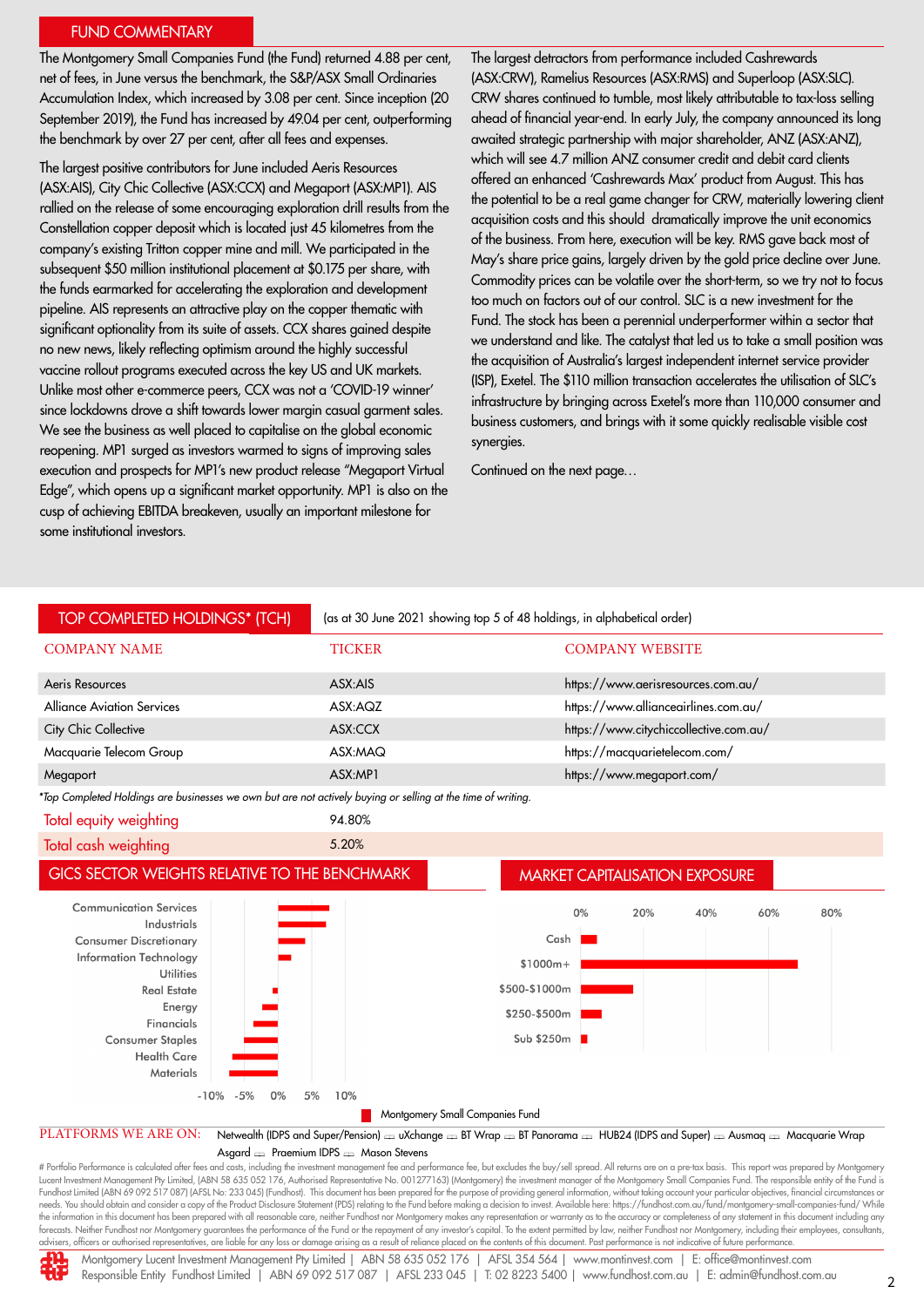## FUND COMMENTARY

The Montgomery Small Companies Fund (the Fund) returned 4.88 per cent, net of fees, in June versus the benchmark, the S&P/ASX Small Ordinaries Accumulation Index, which increased by 3.08 per cent. Since inception (20 September 2019), the Fund has increased by 49.04 per cent, outperforming the benchmark by over 27 per cent, after all fees and expenses.

The largest positive contributors for June included Aeris Resources (ASX:AIS), City Chic Collective (ASX:CCX) and Megaport (ASX:MP1). AIS rallied on the release of some encouraging exploration drill results from the Constellation copper deposit which is located just 45 kilometres from the company's existing Tritton copper mine and mill. We participated in the subsequent $50 million institutional placement at $0.175 per share, with the funds earmarked for accelerating the exploration and development pipeline. AIS represents an attractive play on the copper thematic with significant optionality from its suite of assets. CCX shares gained despite no new news, likely reflecting optimism around the highly successful vaccine rollout programs executed across the key US and UK markets. Unlike most other e-commerce peers, CCX was not a 'COVID-19 winner' since lockdowns drove a shift towards lower margin casual garment sales. We see the business as well placed to capitalise on the global economic reopening. MP1 surged as investors warmed to signs of improving sales execution and prospects for MP1's new product release "Megaport Virtual Edge", which opens up a significant market opportunity. MP1 is also on the cusp of achieving EBITDA breakeven, usually an important milestone for some institutional investors.

The largest detractors from performance included Cashrewards (ASX:CRW), Ramelius Resources (ASX:RMS) and Superloop (ASX:SLC). CRW shares continued to tumble, most likely attributable to tax-loss selling ahead of financial year-end. In early July, the company announced its long awaited strategic partnership with major shareholder, ANZ (ASX:ANZ), which will see 4.7 million ANZ consumer credit and debit card clients offered an enhanced 'Cashrewards Max' product from August. This has the potential to be a real game changer for CRW, materially lowering client acquisition costs and this should dramatically improve the unit economics of the business. From here, execution will be key. RMS gave back most of May's share price gains, largely driven by the gold price decline over June. Commodity prices can be volatile over the short-term, so we try not to focus too much on factors out of our control. SLC is a new investment for the Fund. The stock has been a perennial underperformer within a sector that we understand and like. The catalyst that led us to take a small position was the acquisition of Australia's largest independent internet service provider (ISP), Exetel. The $110 million transaction accelerates the utilisation of SLC's infrastructure by bringing across Exetel's more than 110,000 consumer and business customers, and brings with it some quickly realisable visible cost synergies.

Continued on the next page…

## TOP COMPLETED HOLDINGS* (TCH)

(as at 30 June 2021 showing top 5 of 48 holdings, in alphabetical order)

| COMPANY NAME | TICKER | COMPANY WEBSITE |
|---|---|---|
| Aeris Resources | ASX:AIS | https://www.aerisresources.com.au/ |
| Alliance Aviation Services | ASX:AQZ | https://www.allianceairlines.com.au/ |
| City Chic Collective | ASX:CCX | https://www.citychiccollective.com.au/ |
| Macquarie Telecom Group | ASX:MAQ | https://macquarietelecom.com/ |
| Megaport | ASX:MP1 | https://www.megaport.com/ |

*Top Completed Holdings are businesses we own but are not actively buying or selling at the time of writing.*

| | |
|---|---|
| Total equity weighting | 94.80% |
| Total cash weighting | 5.20% |

## GICS SECTOR WEIGHTS RELATIVE TO THE BENCHMARK

Sectors (Montgomery Small Companies Fund, relative weight, axis -10% to 10%): Communication Services, Industrials, Consumer Discretionary, Information Technology, Utilities, Real Estate, Energy, Financials, Consumer Staples, Health Care, Materials

## MARKET CAPITALISATION EXPOSURE

Categories (axis 0% to 80%): Cash, $1000m+, $500-$1000m, $250-$500m, Sub $250m

Montgomery Small Companies Fund

**PLATFORMS WE ARE ON:** Netwealth (IDPS and Super/Pension) ▭ uXchange ▭ BT Wrap ▭ BT Panorama ▭ HUB24 (IDPS and Super) ▭ Ausmaq ▭ Macquarie Wrap Asgard ▭ Praemium IDPS ▭ Mason Stevens

# Portfolio Performance is calculated after fees and costs, including the investment management fee and performance fee, but excludes the buy/sell spread. All returns are on a pre-tax basis. This report was prepared by Montgomery Lucent Investment Management Pty Limited, (ABN 58 635 052 176, Authorised Representative No. 001277163) (Montgomery) the investment manager of the Montgomery Small Companies Fund. The responsible entity of the Fund is Fundhost Limited (ABN 69 092 517 087) (AFSL No: 233 045) (Fundhost). This document has been prepared for the purpose of providing general information, without taking account your particular objectives, financial circumstances or needs. You should obtain and consider a copy of the Product Disclosure Statement (PDS) relating to the Fund before making a decision to invest. Available here: https://fundhost.com.au/fund/montgomery-small-companies-fund/ While the information in this document has been prepared with all reasonable care, neither Fundhost nor Montgomery makes any representation or warranty as to the accuracy or completeness of any statement in this document including any forecasts. Neither Fundhost nor Montgomery guarantees the performance of the Fund or the repayment of any investor's capital. To the extent permitted by law, neither Fundhost nor Montgomery, including their employees, consultants, advisers, officers or authorised representatives, are liable for any loss or damage arising as a result of reliance placed on the contents of this document. Past performance is not indicative of future performance.

Montgomery Lucent Investment Management Pty Limited | ABN 58 635 052 176 | AFSL 354 564 | www.montinvest.com | E: office@montinvest.com
Responsible Entity Fundhost Limited | ABN 69 092 517 087 | AFSL 233 045 | T: 02 8223 5400 | www.fundhost.com.au | E: admin@fundhost.com.au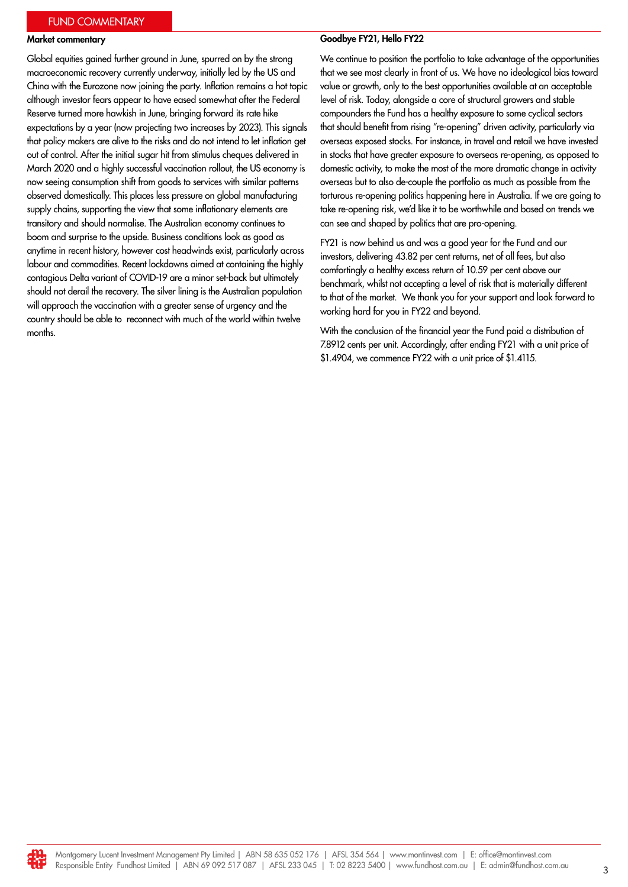FUND COMMENTARY

### Market commentary

Global equities gained further ground in June, spurred on by the strong macroeconomic recovery currently underway, initially led by the US and China with the Eurozone now joining the party. Inflation remains a hot topic although investor fears appear to have eased somewhat after the Federal Reserve turned more hawkish in June, bringing forward its rate hike expectations by a year (now projecting two increases by 2023). This signals that policy makers are alive to the risks and do not intend to let inflation get out of control. After the initial sugar hit from stimulus cheques delivered in March 2020 and a highly successful vaccination rollout, the US economy is now seeing consumption shift from goods to services with similar patterns observed domestically. This places less pressure on global manufacturing supply chains, supporting the view that some inflationary elements are transitory and should normalise. The Australian economy continues to boom and surprise to the upside. Business conditions look as good as anytime in recent history, however cost headwinds exist, particularly across labour and commodities. Recent lockdowns aimed at containing the highly contagious Delta variant of COVID-19 are a minor set-back but ultimately should not derail the recovery. The silver lining is the Australian population will approach the vaccination with a greater sense of urgency and the country should be able to reconnect with much of the world within twelve months.

### Goodbye FY21, Hello FY22

We continue to position the portfolio to take advantage of the opportunities that we see most clearly in front of us. We have no ideological bias toward value or growth, only to the best opportunities available at an acceptable level of risk. Today, alongside a core of structural growers and stable compounders the Fund has a healthy exposure to some cyclical sectors that should benefit from rising "re-opening" driven activity, particularly via overseas exposed stocks. For instance, in travel and retail we have invested in stocks that have greater exposure to overseas re-opening, as opposed to domestic activity, to make the most of the more dramatic change in activity overseas but to also de-couple the portfolio as much as possible from the torturous re-opening politics happening here in Australia. If we are going to take re-opening risk, we'd like it to be worthwhile and based on trends we can see and shaped by politics that are pro-opening.

FY21 is now behind us and was a good year for the Fund and our investors, delivering 43.82 per cent returns, net of all fees, but also comfortingly a healthy excess return of 10.59 per cent above our benchmark, whilst not accepting a level of risk that is materially different to that of the market. We thank you for your support and look forward to working hard for you in FY22 and beyond.

With the conclusion of the financial year the Fund paid a distribution of 7.8912 cents per unit. Accordingly, after ending FY21 with a unit price of $1.4904, we commence FY22 with a unit price of $1.4115.

Montgomery Lucent Investment Management Pty Limited | ABN 58 635 052 176 | AFSL 354 564 | www.montinvest.com | E: office@montinvest.com
Responsible Entity Fundhost Limited | ABN 69 092 517 087 | AFSL 233 045 | T: 02 8223 5400 | www.fundhost.com.au | E: admin@fundhost.com.au